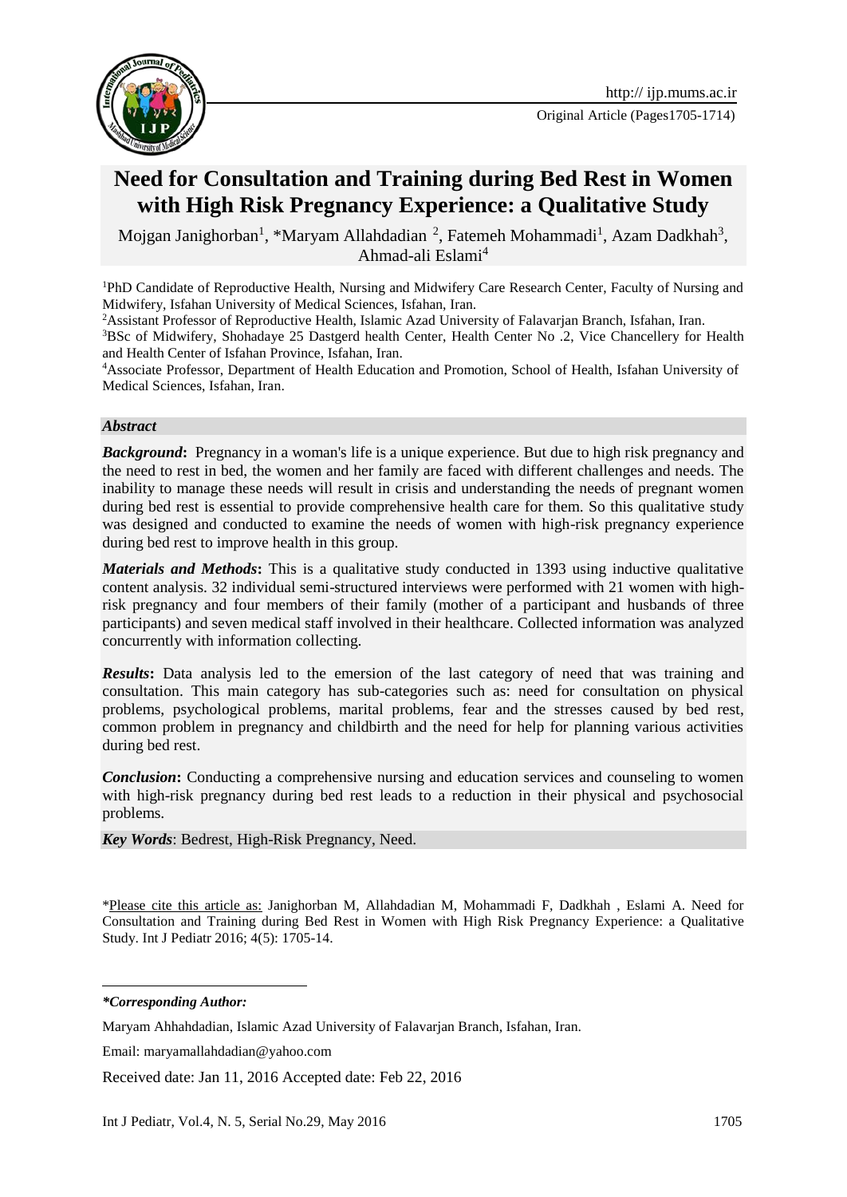# Need for Consultation and Training during Bed Rest in Women with High Risk Pregnancy Experience: a Qualitative Study

Mojgan Janighorban[1], *Maryam Allahdadian [2], Fatemeh Mohammadi[1], Azam Dadkhah[3], Ahmad-ali Eslami[4]

[1]PhD Candidate of Reproductive Health, Nursing and Midwifery Care Research Center, Faculty of Nursing and Midwifery, Isfahan University of Medical Sciences, Isfahan, Iran.

[2]Assistant Professor of Reproductive Health, Islamic Azad University of Falavarjan Branch, Isfahan, Iran.

[3]BSc of Midwifery, Shohadaye 25 Dastgerd health Center, Health Center No .2, Vice Chancellery for Health and Health Center of Isfahan Province, Isfahan, Iran.

[4]Associate Professor, Department of Health Education and Promotion, School of Health, Isfahan University of Medical Sciences, Isfahan, Iran.

### *Abstract*

***Background*:** Pregnancy in a woman's life is a unique experience. But due to high risk pregnancy and the need to rest in bed, the women and her family are faced with different challenges and needs. The inability to manage these needs will result in crisis and understanding the needs of pregnant women during bed rest is essential to provide comprehensive health care for them. So this qualitative study was designed and conducted to examine the needs of women with high-risk pregnancy experience during bed rest to improve health in this group.

***Materials and Methods*:** This is a qualitative study conducted in 1393 using inductive qualitative content analysis. 32 individual semi-structured interviews were performed with 21 women with high-risk pregnancy and four members of their family (mother of a participant and husbands of three participants) and seven medical staff involved in their healthcare. Collected information was analyzed concurrently with information collecting.

***Results*:** Data analysis led to the emersion of the last category of need that was training and consultation. This main category has sub-categories such as: need for consultation on physical problems, psychological problems, marital problems, fear and the stresses caused by bed rest, common problem in pregnancy and childbirth and the need for help for planning various activities during bed rest.

***Conclusion*:** Conducting a comprehensive nursing and education services and counseling to women with high-risk pregnancy during bed rest leads to a reduction in their physical and psychosocial problems.

***Key Words***: Bedrest, High-Risk Pregnancy, Need.

*Please cite this article as: Janighorban M, Allahdadian M, Mohammadi F, Dadkhah , Eslami A. Need for Consultation and Training during Bed Rest in Women with High Risk Pregnancy Experience: a Qualitative Study. Int J Pediatr 2016; 4(5): 1705-14.

***\*Corresponding Author:***

Maryam Ahhahdadian, Islamic Azad University of Falavarjan Branch, Isfahan, Iran.

Email: maryamallahdadian@yahoo.com

Received date: Jan 11, 2016 Accepted date: Feb 22, 2016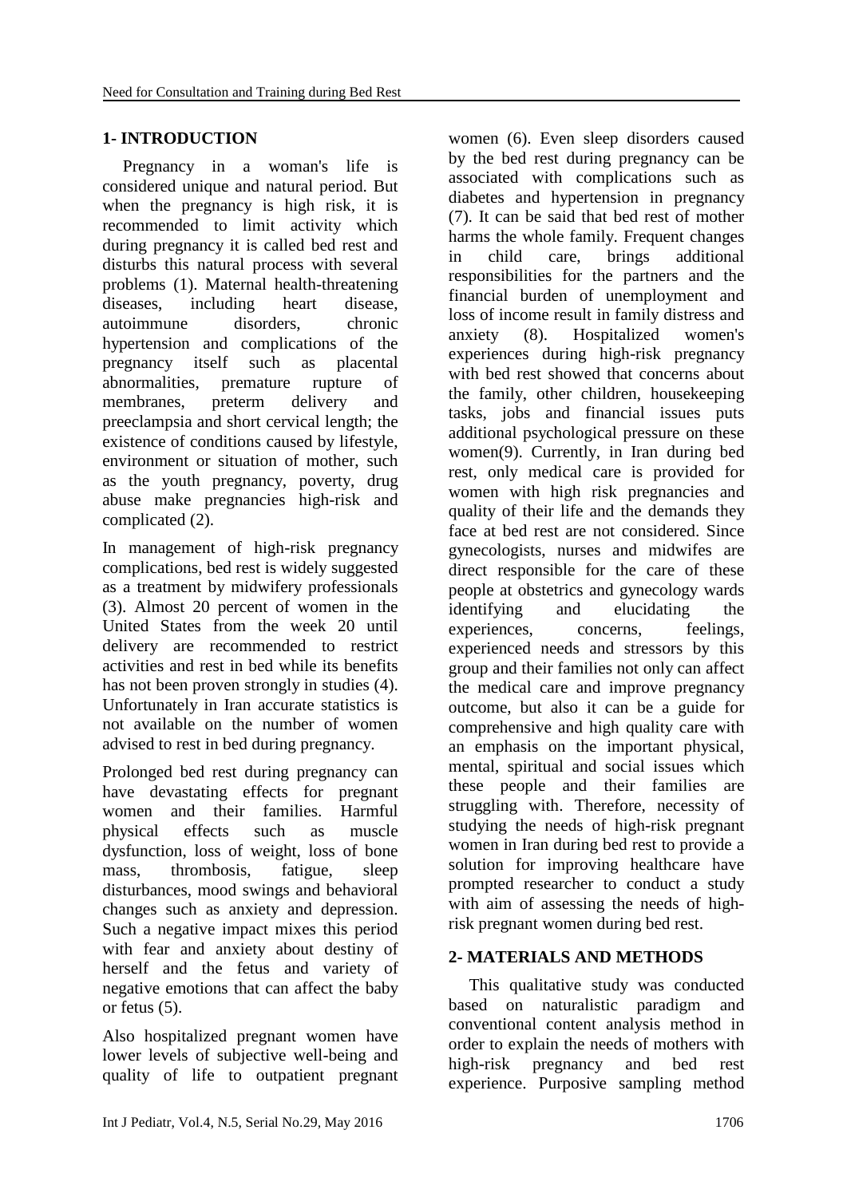## 1- INTRODUCTION

Pregnancy in a woman's life is considered unique and natural period. But when the pregnancy is high risk, it is recommended to limit activity which during pregnancy it is called bed rest and disturbs this natural process with several problems (1). Maternal health-threatening diseases, including heart disease, autoimmune disorders, chronic hypertension and complications of the pregnancy itself such as placental abnormalities, premature rupture of membranes, preterm delivery and preeclampsia and short cervical length; the existence of conditions caused by lifestyle, environment or situation of mother, such as the youth pregnancy, poverty, drug abuse make pregnancies high-risk and complicated (2).

In management of high-risk pregnancy complications, bed rest is widely suggested as a treatment by midwifery professionals (3). Almost 20 percent of women in the United States from the week 20 until delivery are recommended to restrict activities and rest in bed while its benefits has not been proven strongly in studies (4). Unfortunately in Iran accurate statistics is not available on the number of women advised to rest in bed during pregnancy.

Prolonged bed rest during pregnancy can have devastating effects for pregnant women and their families. Harmful physical effects such as muscle dysfunction, loss of weight, loss of bone mass, thrombosis, fatigue, sleep disturbances, mood swings and behavioral changes such as anxiety and depression. Such a negative impact mixes this period with fear and anxiety about destiny of herself and the fetus and variety of negative emotions that can affect the baby or fetus (5).

Also hospitalized pregnant women have lower levels of subjective well-being and quality of life to outpatient pregnant women (6). Even sleep disorders caused by the bed rest during pregnancy can be associated with complications such as diabetes and hypertension in pregnancy (7). It can be said that bed rest of mother harms the whole family. Frequent changes in child care, brings additional responsibilities for the partners and the financial burden of unemployment and loss of income result in family distress and anxiety (8). Hospitalized women's experiences during high-risk pregnancy with bed rest showed that concerns about the family, other children, housekeeping tasks, jobs and financial issues puts additional psychological pressure on these women(9). Currently, in Iran during bed rest, only medical care is provided for women with high risk pregnancies and quality of their life and the demands they face at bed rest are not considered. Since gynecologists, nurses and midwifes are direct responsible for the care of these people at obstetrics and gynecology wards identifying and elucidating the experiences, concerns, feelings, experienced needs and stressors by this group and their families not only can affect the medical care and improve pregnancy outcome, but also it can be a guide for comprehensive and high quality care with an emphasis on the important physical, mental, spiritual and social issues which these people and their families are struggling with. Therefore, necessity of studying the needs of high-risk pregnant women in Iran during bed rest to provide a solution for improving healthcare have prompted researcher to conduct a study with aim of assessing the needs of high-risk pregnant women during bed rest.

## 2- MATERIALS AND METHODS

This qualitative study was conducted based on naturalistic paradigm and conventional content analysis method in order to explain the needs of mothers with high-risk pregnancy and bed rest experience. Purposive sampling method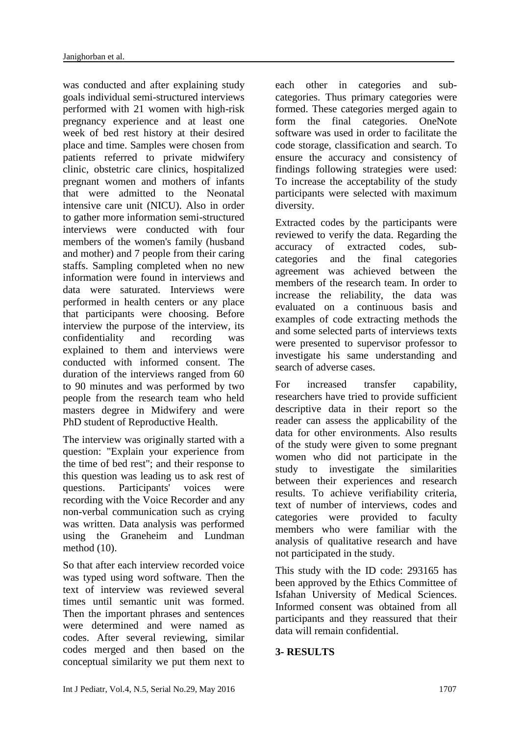was conducted and after explaining study goals individual semi-structured interviews performed with 21 women with high-risk pregnancy experience and at least one week of bed rest history at their desired place and time. Samples were chosen from patients referred to private midwifery clinic, obstetric care clinics, hospitalized pregnant women and mothers of infants that were admitted to the Neonatal intensive care unit (NICU). Also in order to gather more information semi-structured interviews were conducted with four members of the women's family (husband and mother) and 7 people from their caring staffs. Sampling completed when no new information were found in interviews and data were saturated. Interviews were performed in health centers or any place that participants were choosing. Before interview the purpose of the interview, its confidentiality and recording was explained to them and interviews were conducted with informed consent. The duration of the interviews ranged from 60 to 90 minutes and was performed by two people from the research team who held masters degree in Midwifery and were PhD student of Reproductive Health.

The interview was originally started with a question: "Explain your experience from the time of bed rest"; and their response to this question was leading us to ask rest of questions. Participants' voices were recording with the Voice Recorder and any non-verbal communication such as crying was written. Data analysis was performed using the Graneheim and Lundman method (10).

So that after each interview recorded voice was typed using word software. Then the text of interview was reviewed several times until semantic unit was formed. Then the important phrases and sentences were determined and were named as codes. After several reviewing, similar codes merged and then based on the conceptual similarity we put them next to each other in categories and sub-categories. Thus primary categories were formed. These categories merged again to form the final categories. OneNote software was used in order to facilitate the code storage, classification and search. To ensure the accuracy and consistency of findings following strategies were used: To increase the acceptability of the study participants were selected with maximum diversity.

Extracted codes by the participants were reviewed to verify the data. Regarding the accuracy of extracted codes, sub-categories and the final categories agreement was achieved between the members of the research team. In order to increase the reliability, the data was evaluated on a continuous basis and examples of code extracting methods the and some selected parts of interviews texts were presented to supervisor professor to investigate his same understanding and search of adverse cases.

For increased transfer capability, researchers have tried to provide sufficient descriptive data in their report so the reader can assess the applicability of the data for other environments. Also results of the study were given to some pregnant women who did not participate in the study to investigate the similarities between their experiences and research results. To achieve verifiability criteria, text of number of interviews, codes and categories were provided to faculty members who were familiar with the analysis of qualitative research and have not participated in the study.

This study with the ID code: 293165 has been approved by the Ethics Committee of Isfahan University of Medical Sciences. Informed consent was obtained from all participants and they reassured that their data will remain confidential.

## 3- RESULTS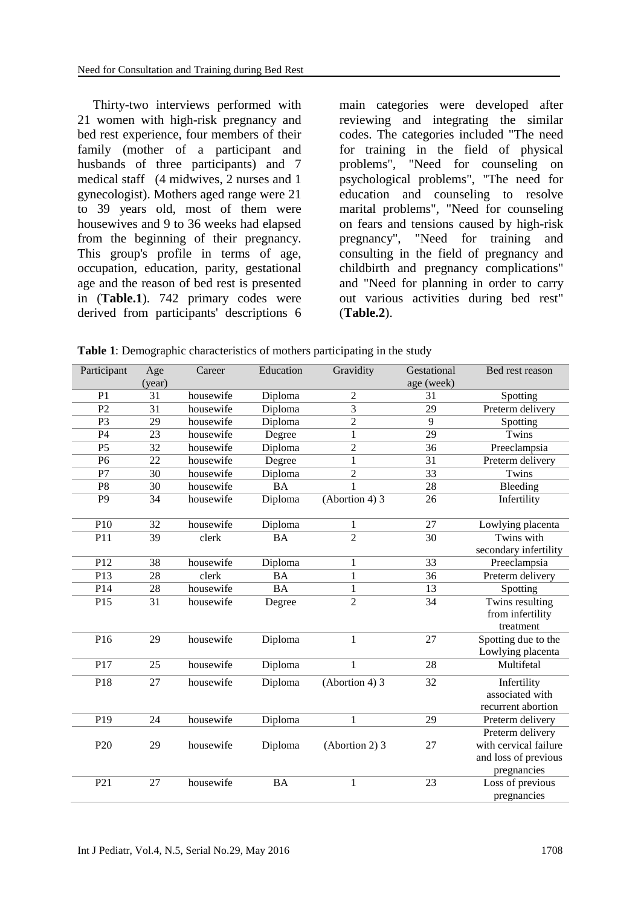Thirty-two interviews performed with 21 women with high-risk pregnancy and bed rest experience, four members of their family (mother of a participant and husbands of three participants) and 7 medical staff (4 midwives, 2 nurses and 1 gynecologist). Mothers aged range were 21 to 39 years old, most of them were housewives and 9 to 36 weeks had elapsed from the beginning of their pregnancy. This group's profile in terms of age, occupation, education, parity, gestational age and the reason of bed rest is presented in (**Table.1**). 742 primary codes were derived from participants' descriptions 6 main categories were developed after reviewing and integrating the similar codes. The categories included "The need for training in the field of physical problems", "Need for counseling on psychological problems", "The need for education and counseling to resolve marital problems", "Need for counseling on fears and tensions caused by high-risk pregnancy", "Need for training and consulting in the field of pregnancy and childbirth and pregnancy complications" and "Need for planning in order to carry out various activities during bed rest" (**Table.2**).

**Table 1**: Demographic characteristics of mothers participating in the study

| Participant | Age (year) | Career | Education | Gravidity | Gestational age (week) | Bed rest reason |
|---|---|---|---|---|---|---|
| P1 | 31 | housewife | Diploma | 2 | 31 | Spotting |
| P2 | 31 | housewife | Diploma | 3 | 29 | Preterm delivery |
| P3 | 29 | housewife | Diploma | 2 | 9 | Spotting |
| P4 | 23 | housewife | Degree | 1 | 29 | Twins |
| P5 | 32 | housewife | Diploma | 2 | 36 | Preeclampsia |
| P6 | 22 | housewife | Degree | 1 | 31 | Preterm delivery |
| P7 | 30 | housewife | Diploma | 2 | 33 | Twins |
| P8 | 30 | housewife | BA | 1 | 28 | Bleeding |
| P9 | 34 | housewife | Diploma | (Abortion 4) 3 | 26 | Infertility |
| P10 | 32 | housewife | Diploma | 1 | 27 | Lowlying placenta |
| P11 | 39 | clerk | BA | 2 | 30 | Twins with secondary infertility |
| P12 | 38 | housewife | Diploma | 1 | 33 | Preeclampsia |
| P13 | 28 | clerk | BA | 1 | 36 | Preterm delivery |
| P14 | 28 | housewife | BA | 1 | 13 | Spotting |
| P15 | 31 | housewife | Degree | 2 | 34 | Twins resulting from infertility treatment |
| P16 | 29 | housewife | Diploma | 1 | 27 | Spotting due to the Lowlying placenta |
| P17 | 25 | housewife | Diploma | 1 | 28 | Multifetal |
| P18 | 27 | housewife | Diploma | (Abortion 4) 3 | 32 | Infertility associated with recurrent abortion |
| P19 | 24 | housewife | Diploma | 1 | 29 | Preterm delivery |
| P20 | 29 | housewife | Diploma | (Abortion 2) 3 | 27 | Preterm delivery with cervical failure and loss of previous pregnancies |
| P21 | 27 | housewife | BA | 1 | 23 | Loss of previous pregnancies |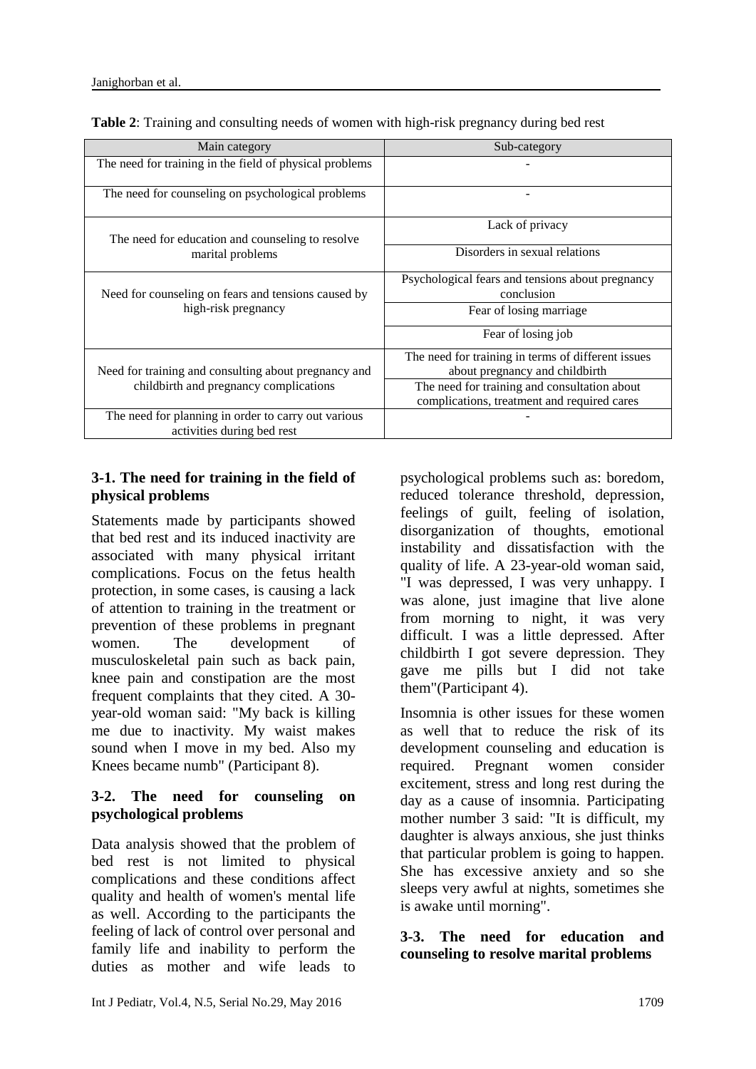**Table 2**: Training and consulting needs of women with high-risk pregnancy during bed rest

| Main category | Sub-category |
|---|---|
| The need for training in the field of physical problems | - |
| The need for counseling on psychological problems | - |
| The need for education and counseling to resolve marital problems | Lack of privacy |
| | Disorders in sexual relations |
| Need for counseling on fears and tensions caused by high-risk pregnancy | Psychological fears and tensions about pregnancy conclusion |
| | Fear of losing marriage |
| | Fear of losing job |
| Need for training and consulting about pregnancy and childbirth and pregnancy complications | The need for training in terms of different issues about pregnancy and childbirth |
| | The need for training and consultation about complications, treatment and required cares |
| The need for planning in order to carry out various activities during bed rest | - |

### 3-1. The need for training in the field of physical problems

Statements made by participants showed that bed rest and its induced inactivity are associated with many physical irritant complications. Focus on the fetus health protection, in some cases, is causing a lack of attention to training in the treatment or prevention of these problems in pregnant women. The development of musculoskeletal pain such as back pain, knee pain and constipation are the most frequent complaints that they cited. A 30-year-old woman said: "My back is killing me due to inactivity. My waist makes sound when I move in my bed. Also my Knees became numb" (Participant 8).

### 3-2. The need for counseling on psychological problems

Data analysis showed that the problem of bed rest is not limited to physical complications and these conditions affect quality and health of women's mental life as well. According to the participants the feeling of lack of control over personal and family life and inability to perform the duties as mother and wife leads to psychological problems such as: boredom, reduced tolerance threshold, depression, feelings of guilt, feeling of isolation, disorganization of thoughts, emotional instability and dissatisfaction with the quality of life. A 23-year-old woman said, "I was depressed, I was very unhappy. I was alone, just imagine that live alone from morning to night, it was very difficult. I was a little depressed. After childbirth I got severe depression. They gave me pills but I did not take them"(Participant 4).

Insomnia is other issues for these women as well that to reduce the risk of its development counseling and education is required. Pregnant women consider excitement, stress and long rest during the day as a cause of insomnia. Participating mother number 3 said: "It is difficult, my daughter is always anxious, she just thinks that particular problem is going to happen. She has excessive anxiety and so she sleeps very awful at nights, sometimes she is awake until morning".

### 3-3. The need for education and counseling to resolve marital problems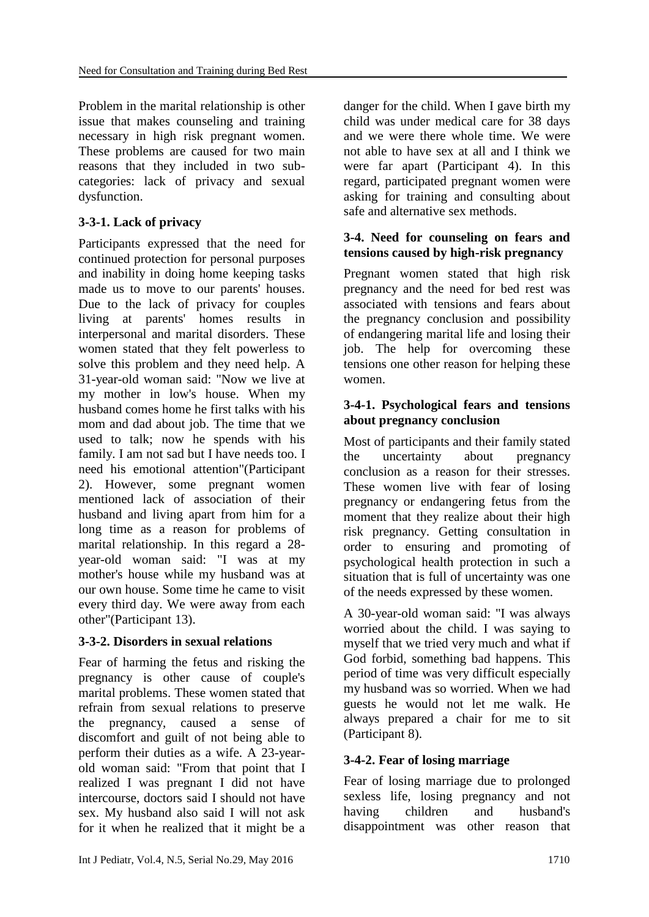Problem in the marital relationship is other issue that makes counseling and training necessary in high risk pregnant women. These problems are caused for two main reasons that they included in two sub-categories: lack of privacy and sexual dysfunction.

### 3-3-1. Lack of privacy

Participants expressed that the need for continued protection for personal purposes and inability in doing home keeping tasks made us to move to our parents' houses. Due to the lack of privacy for couples living at parents' homes results in interpersonal and marital disorders. These women stated that they felt powerless to solve this problem and they need help. A 31-year-old woman said: "Now we live at my mother in low's house. When my husband comes home he first talks with his mom and dad about job. The time that we used to talk; now he spends with his family. I am not sad but I have needs too. I need his emotional attention"(Participant 2). However, some pregnant women mentioned lack of association of their husband and living apart from him for a long time as a reason for problems of marital relationship. In this regard a 28-year-old woman said: "I was at my mother's house while my husband was at our own house. Some time he came to visit every third day. We were away from each other"(Participant 13).

### 3-3-2. Disorders in sexual relations

Fear of harming the fetus and risking the pregnancy is other cause of couple's marital problems. These women stated that refrain from sexual relations to preserve the pregnancy, caused a sense of discomfort and guilt of not being able to perform their duties as a wife. A 23-year-old woman said: "From that point that I realized I was pregnant I did not have intercourse, doctors said I should not have sex. My husband also said I will not ask for it when he realized that it might be a danger for the child. When I gave birth my child was under medical care for 38 days and we were there whole time. We were not able to have sex at all and I think we were far apart (Participant 4). In this regard, participated pregnant women were asking for training and consulting about safe and alternative sex methods.

### 3-4. Need for counseling on fears and tensions caused by high-risk pregnancy

Pregnant women stated that high risk pregnancy and the need for bed rest was associated with tensions and fears about the pregnancy conclusion and possibility of endangering marital life and losing their job. The help for overcoming these tensions one other reason for helping these women.

### 3-4-1. Psychological fears and tensions about pregnancy conclusion

Most of participants and their family stated the uncertainty about pregnancy conclusion as a reason for their stresses. These women live with fear of losing pregnancy or endangering fetus from the moment that they realize about their high risk pregnancy. Getting consultation in order to ensuring and promoting of psychological health protection in such a situation that is full of uncertainty was one of the needs expressed by these women.

A 30-year-old woman said: "I was always worried about the child. I was saying to myself that we tried very much and what if God forbid, something bad happens. This period of time was very difficult especially my husband was so worried. When we had guests he would not let me walk. He always prepared a chair for me to sit (Participant 8).

### 3-4-2. Fear of losing marriage

Fear of losing marriage due to prolonged sexless life, losing pregnancy and not having children and husband's disappointment was other reason that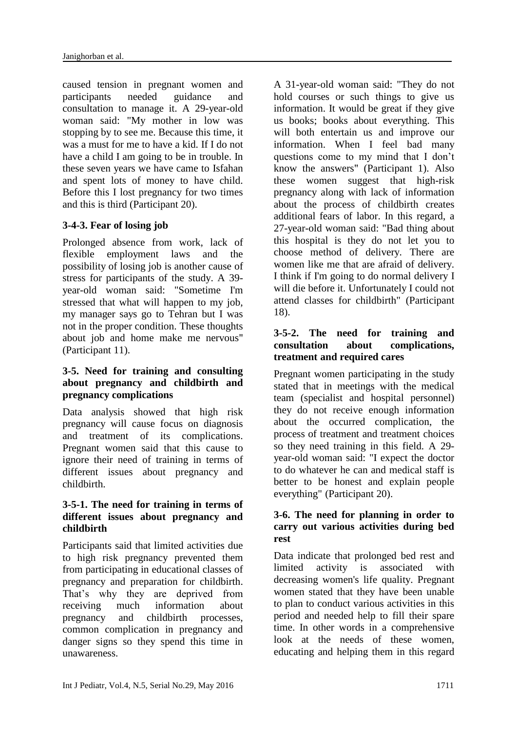caused tension in pregnant women and participants needed guidance and consultation to manage it. A 29-year-old woman said: "My mother in low was stopping by to see me. Because this time, it was a must for me to have a kid. If I do not have a child I am going to be in trouble. In these seven years we have came to Isfahan and spent lots of money to have child. Before this I lost pregnancy for two times and this is third (Participant 20).

### 3-4-3. Fear of losing job

Prolonged absence from work, lack of flexible employment laws and the possibility of losing job is another cause of stress for participants of the study. A 39-year-old woman said: "Sometime I'm stressed that what will happen to my job, my manager says go to Tehran but I was not in the proper condition. These thoughts about job and home make me nervous" (Participant 11).

## 3-5. Need for training and consulting about pregnancy and childbirth and pregnancy complications

Data analysis showed that high risk pregnancy will cause focus on diagnosis and treatment of its complications. Pregnant women said that this cause to ignore their need of training in terms of different issues about pregnancy and childbirth.

### 3-5-1. The need for training in terms of different issues about pregnancy and childbirth

Participants said that limited activities due to high risk pregnancy prevented them from participating in educational classes of pregnancy and preparation for childbirth. That's why they are deprived from receiving much information about pregnancy and childbirth processes, common complication in pregnancy and danger signs so they spend this time in unawareness.

A 31-year-old woman said: "They do not hold courses or such things to give us information. It would be great if they give us books; books about everything. This will both entertain us and improve our information. When I feel bad many questions come to my mind that I don't know the answers" (Participant 1). Also these women suggest that high-risk pregnancy along with lack of information about the process of childbirth creates additional fears of labor. In this regard, a 27-year-old woman said: "Bad thing about this hospital is they do not let you to choose method of delivery. There are women like me that are afraid of delivery. I think if I'm going to do normal delivery I will die before it. Unfortunately I could not attend classes for childbirth" (Participant 18).

### 3-5-2. The need for training and consultation about complications, treatment and required cares

Pregnant women participating in the study stated that in meetings with the medical team (specialist and hospital personnel) they do not receive enough information about the occurred complication, the process of treatment and treatment choices so they need training in this field. A 29-year-old woman said: "I expect the doctor to do whatever he can and medical staff is better to be honest and explain people everything" (Participant 20).

## 3-6. The need for planning in order to carry out various activities during bed rest

Data indicate that prolonged bed rest and limited activity is associated with decreasing women's life quality. Pregnant women stated that they have been unable to plan to conduct various activities in this period and needed help to fill their spare time. In other words in a comprehensive look at the needs of these women, educating and helping them in this regard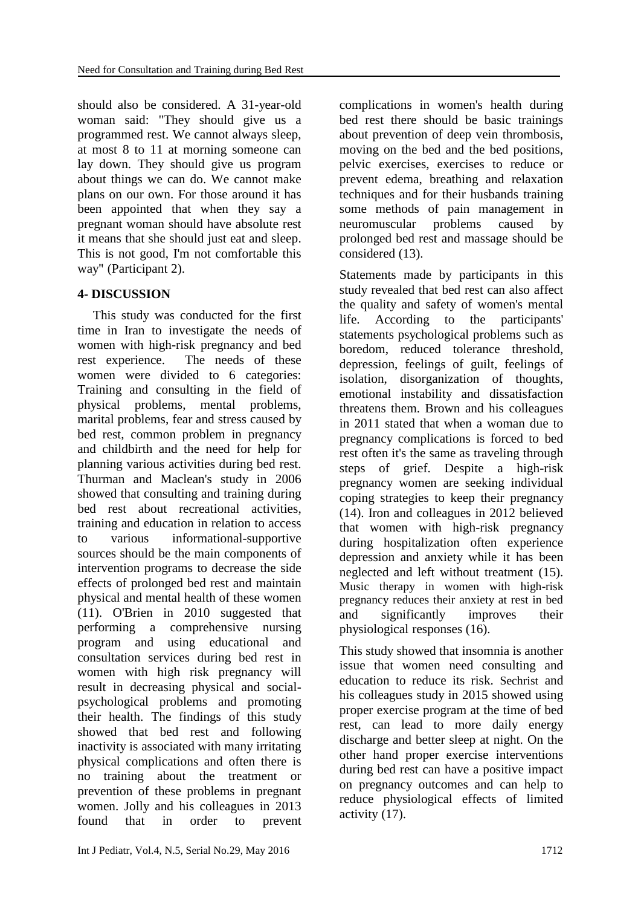should also be considered. A 31-year-old woman said: "They should give us a programmed rest. We cannot always sleep, at most 8 to 11 at morning someone can lay down. They should give us program about things we can do. We cannot make plans on our own. For those around it has been appointed that when they say a pregnant woman should have absolute rest it means that she should just eat and sleep. This is not good, I'm not comfortable this way" (Participant 2).

## 4- DISCUSSION

This study was conducted for the first time in Iran to investigate the needs of women with high-risk pregnancy and bed rest experience. The needs of these women were divided to 6 categories: Training and consulting in the field of physical problems, mental problems, marital problems, fear and stress caused by bed rest, common problem in pregnancy and childbirth and the need for help for planning various activities during bed rest. Thurman and Maclean's study in 2006 showed that consulting and training during bed rest about recreational activities, training and education in relation to access to various informational-supportive sources should be the main components of intervention programs to decrease the side effects of prolonged bed rest and maintain physical and mental health of these women (11). O'Brien in 2010 suggested that performing a comprehensive nursing program and using educational and consultation services during bed rest in women with high risk pregnancy will result in decreasing physical and social-psychological problems and promoting their health. The findings of this study showed that bed rest and following inactivity is associated with many irritating physical complications and often there is no training about the treatment or prevention of these problems in pregnant women. Jolly and his colleagues in 2013 found that in order to prevent complications in women's health during bed rest there should be basic trainings about prevention of deep vein thrombosis, moving on the bed and the bed positions, pelvic exercises, exercises to reduce or prevent edema, breathing and relaxation techniques and for their husbands training some methods of pain management in neuromuscular problems caused by prolonged bed rest and massage should be considered (13).

Statements made by participants in this study revealed that bed rest can also affect the quality and safety of women's mental life. According to the participants' statements psychological problems such as boredom, reduced tolerance threshold, depression, feelings of guilt, feelings of isolation, disorganization of thoughts, emotional instability and dissatisfaction threatens them. Brown and his colleagues in 2011 stated that when a woman due to pregnancy complications is forced to bed rest often it's the same as traveling through steps of grief. Despite a high-risk pregnancy women are seeking individual coping strategies to keep their pregnancy (14). Iron and colleagues in 2012 believed that women with high-risk pregnancy during hospitalization often experience depression and anxiety while it has been neglected and left without treatment (15). Music therapy in women with high-risk pregnancy reduces their anxiety at rest in bed and significantly improves their physiological responses (16).

This study showed that insomnia is another issue that women need consulting and education to reduce its risk. Sechrist and his colleagues study in 2015 showed using proper exercise program at the time of bed rest, can lead to more daily energy discharge and better sleep at night. On the other hand proper exercise interventions during bed rest can have a positive impact on pregnancy outcomes and can help to reduce physiological effects of limited activity (17).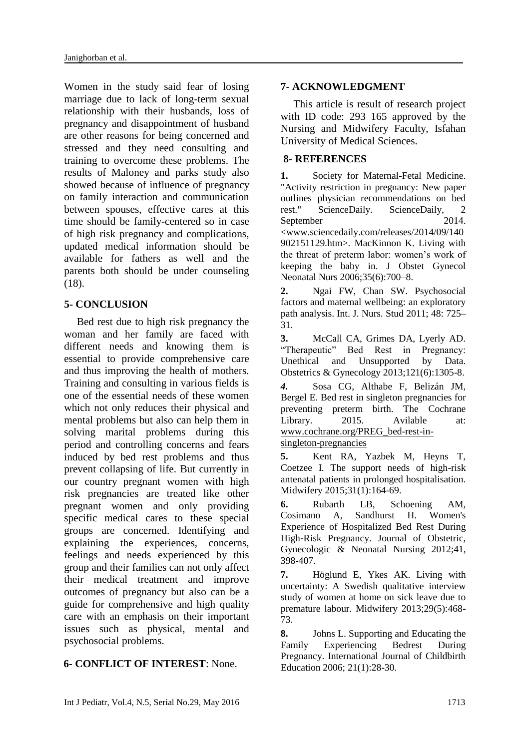Women in the study said fear of losing marriage due to lack of long-term sexual relationship with their husbands, loss of pregnancy and disappointment of husband are other reasons for being concerned and stressed and they need consulting and training to overcome these problems. The results of Maloney and parks study also showed because of influence of pregnancy on family interaction and communication between spouses, effective cares at this time should be family-centered so in case of high risk pregnancy and complications, updated medical information should be available for fathers as well and the parents both should be under counseling (18).

## 5- CONCLUSION

Bed rest due to high risk pregnancy the woman and her family are faced with different needs and knowing them is essential to provide comprehensive care and thus improving the health of mothers. Training and consulting in various fields is one of the essential needs of these women which not only reduces their physical and mental problems but also can help them in solving marital problems during this period and controlling concerns and fears induced by bed rest problems and thus prevent collapsing of life. But currently in our country pregnant women with high risk pregnancies are treated like other pregnant women and only providing specific medical cares to these special groups are concerned. Identifying and explaining the experiences, concerns, feelings and needs experienced by this group and their families can not only affect their medical treatment and improve outcomes of pregnancy but also can be a guide for comprehensive and high quality care with an emphasis on their important issues such as physical, mental and psychosocial problems.

## 6- CONFLICT OF INTEREST: None.

## 7- ACKNOWLEDGMENT

This article is result of research project with ID code: 293 165 approved by the Nursing and Midwifery Faculty, Isfahan University of Medical Sciences.

## 8- REFERENCES

**1.** Society for Maternal-Fetal Medicine. "Activity restriction in pregnancy: New paper outlines physician recommendations on bed rest." ScienceDaily. ScienceDaily, 2 September 2014. <www.sciencedaily.com/releases/2014/09/140902151129.htm>. MacKinnon K. Living with the threat of preterm labor: women's work of keeping the baby in. J Obstet Gynecol Neonatal Nurs 2006;35(6):700–8.

**2.** Ngai FW, Chan SW. Psychosocial factors and maternal wellbeing: an exploratory path analysis. Int. J. Nurs. Stud 2011; 48: 725–31.

**3.** McCall CA, Grimes DA, Lyerly AD. "Therapeutic" Bed Rest in Pregnancy: Unethical and Unsupported by Data. Obstetrics & Gynecology 2013;121(6):1305-8.

***4.*** Sosa CG, Althabe F, Belizán JM, Bergel E. Bed rest in singleton pregnancies for preventing preterm birth. The Cochrane Library. 2015. Avilable at: www.cochrane.org/PREG_bed-rest-in-singleton-pregnancies

**5.** Kent RA, Yazbek M, Heyns T, Coetzee I. The support needs of high-risk antenatal patients in prolonged hospitalisation. Midwifery 2015;31(1):164-69.

**6.** Rubarth LB, Schoening AM, Cosimano A, Sandhurst H. Women's Experience of Hospitalized Bed Rest During High-Risk Pregnancy. Journal of Obstetric, Gynecologic & Neonatal Nursing 2012;41, 398-407.

**7.** Höglund E, Ykes AK. Living with uncertainty: A Swedish qualitative interview study of women at home on sick leave due to premature labour. Midwifery 2013;29(5):468-73.

**8.** Johns L. Supporting and Educating the Family Experiencing Bedrest During Pregnancy. International Journal of Childbirth Education 2006; 21(1):28-30.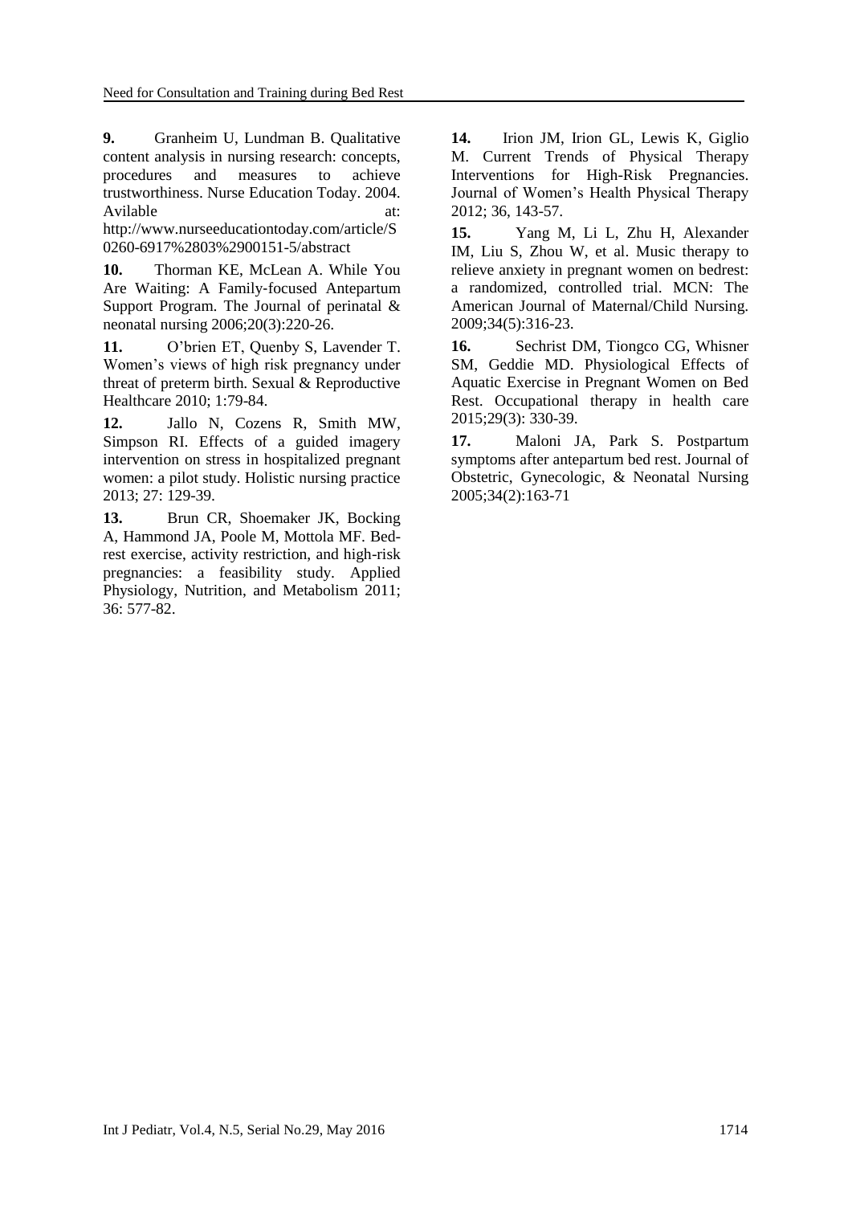**9.** Granheim U, Lundman B. Qualitative content analysis in nursing research: concepts, procedures and measures to achieve trustworthiness. Nurse Education Today. 2004. Avilable at: http://www.nurseeducationtoday.com/article/S0260-6917%2803%2900151-5/abstract

**10.** Thorman KE, McLean A. While You Are Waiting: A Family-focused Antepartum Support Program. The Journal of perinatal & neonatal nursing 2006;20(3):220-26.

**11.** O'brien ET, Quenby S, Lavender T. Women's views of high risk pregnancy under threat of preterm birth. Sexual & Reproductive Healthcare 2010; 1:79-84.

**12.** Jallo N, Cozens R, Smith MW, Simpson RI. Effects of a guided imagery intervention on stress in hospitalized pregnant women: a pilot study. Holistic nursing practice 2013; 27: 129-39.

**13.** Brun CR, Shoemaker JK, Bocking A, Hammond JA, Poole M, Mottola MF. Bed-rest exercise, activity restriction, and high-risk pregnancies: a feasibility study. Applied Physiology, Nutrition, and Metabolism 2011; 36: 577-82.

**14.** Irion JM, Irion GL, Lewis K, Giglio M. Current Trends of Physical Therapy Interventions for High-Risk Pregnancies. Journal of Women's Health Physical Therapy 2012; 36, 143-57.

**15.** Yang M, Li L, Zhu H, Alexander IM, Liu S, Zhou W, et al. Music therapy to relieve anxiety in pregnant women on bedrest: a randomized, controlled trial. MCN: The American Journal of Maternal/Child Nursing. 2009;34(5):316-23.

**16.** Sechrist DM, Tiongco CG, Whisner SM, Geddie MD. Physiological Effects of Aquatic Exercise in Pregnant Women on Bed Rest. Occupational therapy in health care 2015;29(3): 330-39.

**17.** Maloni JA, Park S. Postpartum symptoms after antepartum bed rest. Journal of Obstetric, Gynecologic, & Neonatal Nursing 2005;34(2):163-71